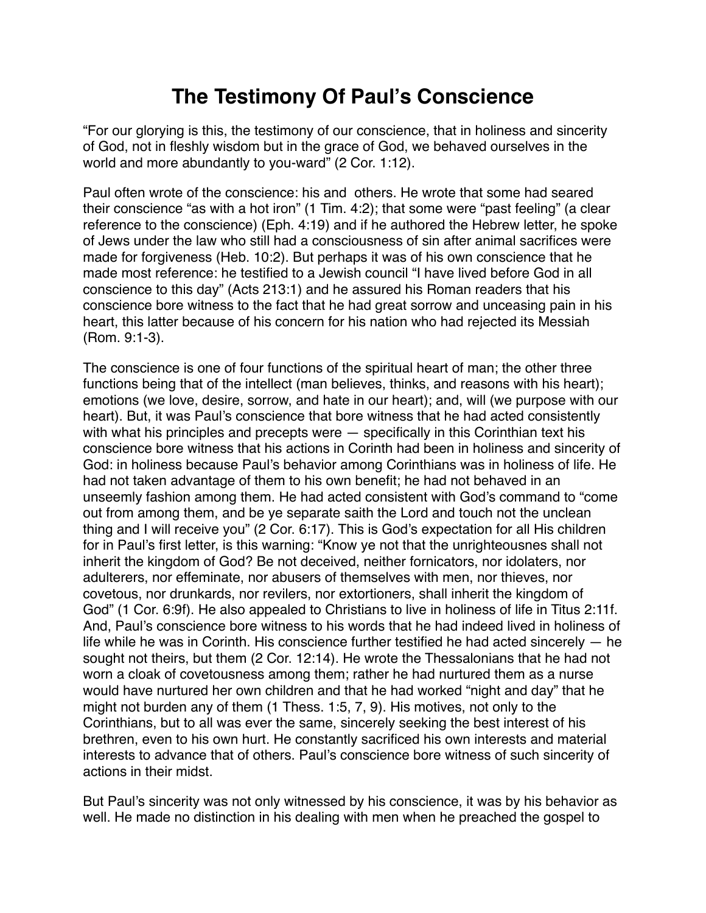# The Testimony Of Paul's Conscience

"For our glorying is this, the testimony of our conscience, that in holiness and sincerity of God, not in fleshly wisdom but in the grace of God, we behaved ourselves in the world and more abundantly to you-ward" (2 Cor. 1:12).

Paul often wrote of the conscience: his and others. He wrote that some had seared their conscience "as with a hot iron" (1 Tim. 4:2); that some were "past feeling" (a clear reference to the conscience) (Eph. 4:19) and if he authored the Hebrew letter, he spoke of Jews under the law who still had a consciousness of sin after animal sacrifices were made for forgiveness (Heb. 10:2). But perhaps it was of his own conscience that he made most reference: he testified to a Jewish council "I have lived before God in all conscience to this day" (Acts 213:1) and he assured his Roman readers that his conscience bore witness to the fact that he had great sorrow and unceasing pain in his heart, this latter because of his concern for his nation who had rejected its Messiah (Rom. 9:1-3).

The conscience is one of four functions of the spiritual heart of man; the other three functions being that of the intellect (man believes, thinks, and reasons with his heart); emotions (we love, desire, sorrow, and hate in our heart); and, will (we purpose with our heart). But, it was Paul's conscience that bore witness that he had acted consistently with what his principles and precepts were — specifically in this Corinthian text his conscience bore witness that his actions in Corinth had been in holiness and sincerity of God: in holiness because Paul's behavior among Corinthians was in holiness of life. He had not taken advantage of them to his own benefit; he had not behaved in an unseemly fashion among them. He had acted consistent with God's command to "come out from among them, and be ye separate saith the Lord and touch not the unclean thing and I will receive you" (2 Cor. 6:17). This is God's expectation for all His children for in Paul's first letter, is this warning: "Know ye not that the unrighteousnes shall not inherit the kingdom of God? Be not deceived, neither fornicators, nor idolaters, nor adulterers, nor effeminate, nor abusers of themselves with men, nor thieves, nor covetous, nor drunkards, nor revilers, nor extortioners, shall inherit the kingdom of God" (1 Cor. 6:9f). He also appealed to Christians to live in holiness of life in Titus 2:11f. And, Paul's conscience bore witness to his words that he had indeed lived in holiness of life while he was in Corinth. His conscience further testified he had acted sincerely — he sought not theirs, but them (2 Cor. 12:14). He wrote the Thessalonians that he had not worn a cloak of covetousness among them; rather he had nurtured them as a nurse would have nurtured her own children and that he had worked "night and day" that he might not burden any of them (1 Thess. 1:5, 7, 9). His motives, not only to the Corinthians, but to all was ever the same, sincerely seeking the best interest of his brethren, even to his own hurt. He constantly sacrificed his own interests and material interests to advance that of others. Paul's conscience bore witness of such sincerity of actions in their midst.

But Paul's sincerity was not only witnessed by his conscience, it was by his behavior as well. He made no distinction in his dealing with men when he preached the gospel to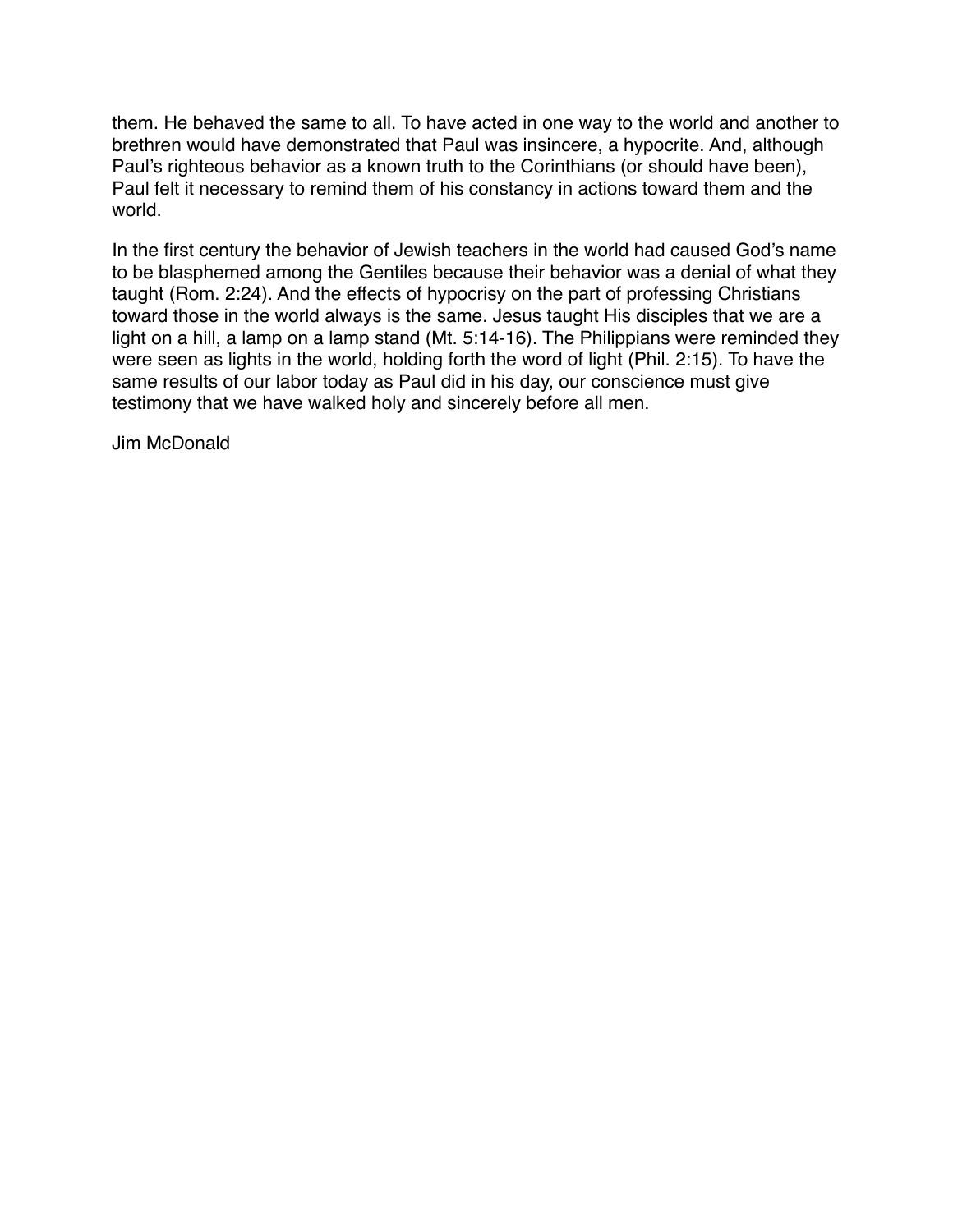them. He behaved the same to all. To have acted in one way to the world and another to brethren would have demonstrated that Paul was insincere, a hypocrite. And, although Paul's righteous behavior as a known truth to the Corinthians (or should have been), Paul felt it necessary to remind them of his constancy in actions toward them and the world.

In the first century the behavior of Jewish teachers in the world had caused God's name to be blasphemed among the Gentiles because their behavior was a denial of what they taught (Rom. 2:24). And the effects of hypocrisy on the part of professing Christians toward those in the world always is the same. Jesus taught His disciples that we are a light on a hill, a lamp on a lamp stand (Mt. 5:14-16). The Philippians were reminded they were seen as lights in the world, holding forth the word of light (Phil. 2:15). To have the same results of our labor today as Paul did in his day, our conscience must give testimony that we have walked holy and sincerely before all men.

Jim McDonald